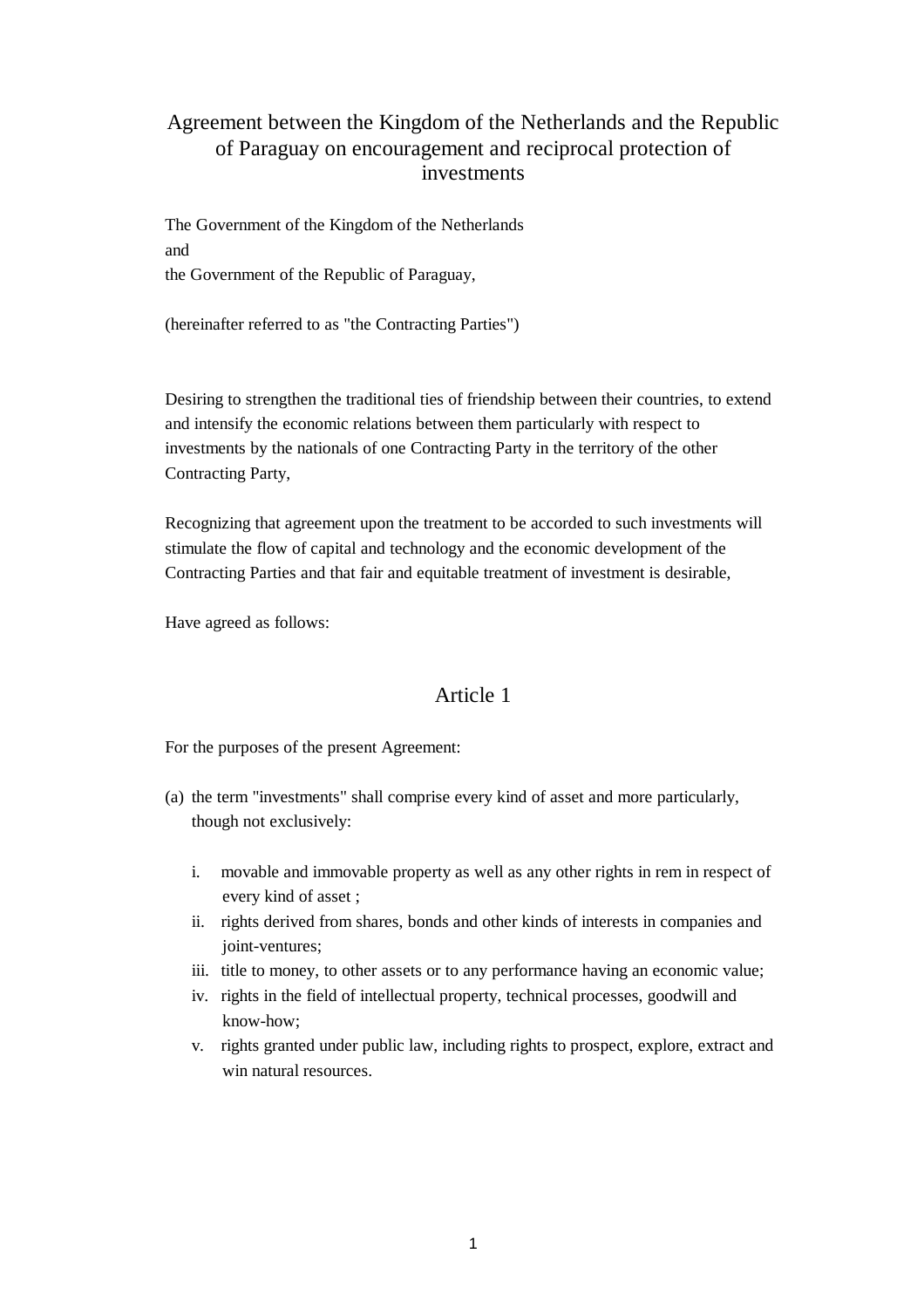# Agreement between the Kingdom of the Netherlands and the Republic of Paraguay on encouragement and reciprocal protection of investments

The Government of the Kingdom of the Netherlands
and
the Government of the Republic of Paraguay,

(hereinafter referred to as "the Contracting Parties")

Desiring to strengthen the traditional ties of friendship between their countries, to extend and intensify the economic relations between them particularly with respect to investments by the nationals of one Contracting Party in the territory of the other Contracting Party,

Recognizing that agreement upon the treatment to be accorded to such investments will stimulate the flow of capital and technology and the economic development of the Contracting Parties and that fair and equitable treatment of investment is desirable,

Have agreed as follows:

## Article 1

For the purposes of the present Agreement:

(a) the term "investments" shall comprise every kind of asset and more particularly, though not exclusively:

   i. movable and immovable property as well as any other rights in rem in respect of every kind of asset ;
   ii. rights derived from shares, bonds and other kinds of interests in companies and joint-ventures;
   iii. title to money, to other assets or to any performance having an economic value;
   iv. rights in the field of intellectual property, technical processes, goodwill and know-how;
   v. rights granted under public law, including rights to prospect, explore, extract and win natural resources.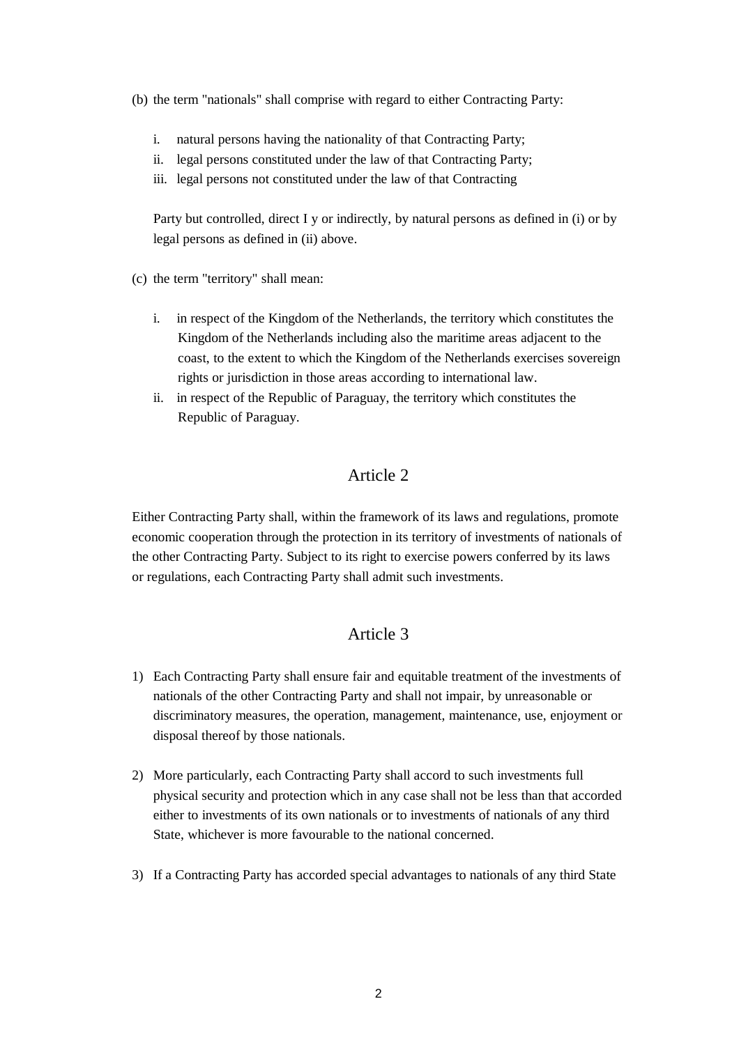(b) the term "nationals" shall comprise with regard to either Contracting Party:

   i. natural persons having the nationality of that Contracting Party;
   ii. legal persons constituted under the law of that Contracting Party;
   iii. legal persons not constituted under the law of that Contracting

   Party but controlled, direct I y or indirectly, by natural persons as defined in (i) or by legal persons as defined in (ii) above.

(c) the term "territory" shall mean:

   i. in respect of the Kingdom of the Netherlands, the territory which constitutes the Kingdom of the Netherlands including also the maritime areas adjacent to the coast, to the extent to which the Kingdom of the Netherlands exercises sovereign rights or jurisdiction in those areas according to international law.
   ii. in respect of the Republic of Paraguay, the territory which constitutes the Republic of Paraguay.

## Article 2

Either Contracting Party shall, within the framework of its laws and regulations, promote economic cooperation through the protection in its territory of investments of nationals of the other Contracting Party. Subject to its right to exercise powers conferred by its laws or regulations, each Contracting Party shall admit such investments.

## Article 3

1) Each Contracting Party shall ensure fair and equitable treatment of the investments of nationals of the other Contracting Party and shall not impair, by unreasonable or discriminatory measures, the operation, management, maintenance, use, enjoyment or disposal thereof by those nationals.

2) More particularly, each Contracting Party shall accord to such investments full physical security and protection which in any case shall not be less than that accorded either to investments of its own nationals or to investments of nationals of any third State, whichever is more favourable to the national concerned.

3) If a Contracting Party has accorded special advantages to nationals of any third State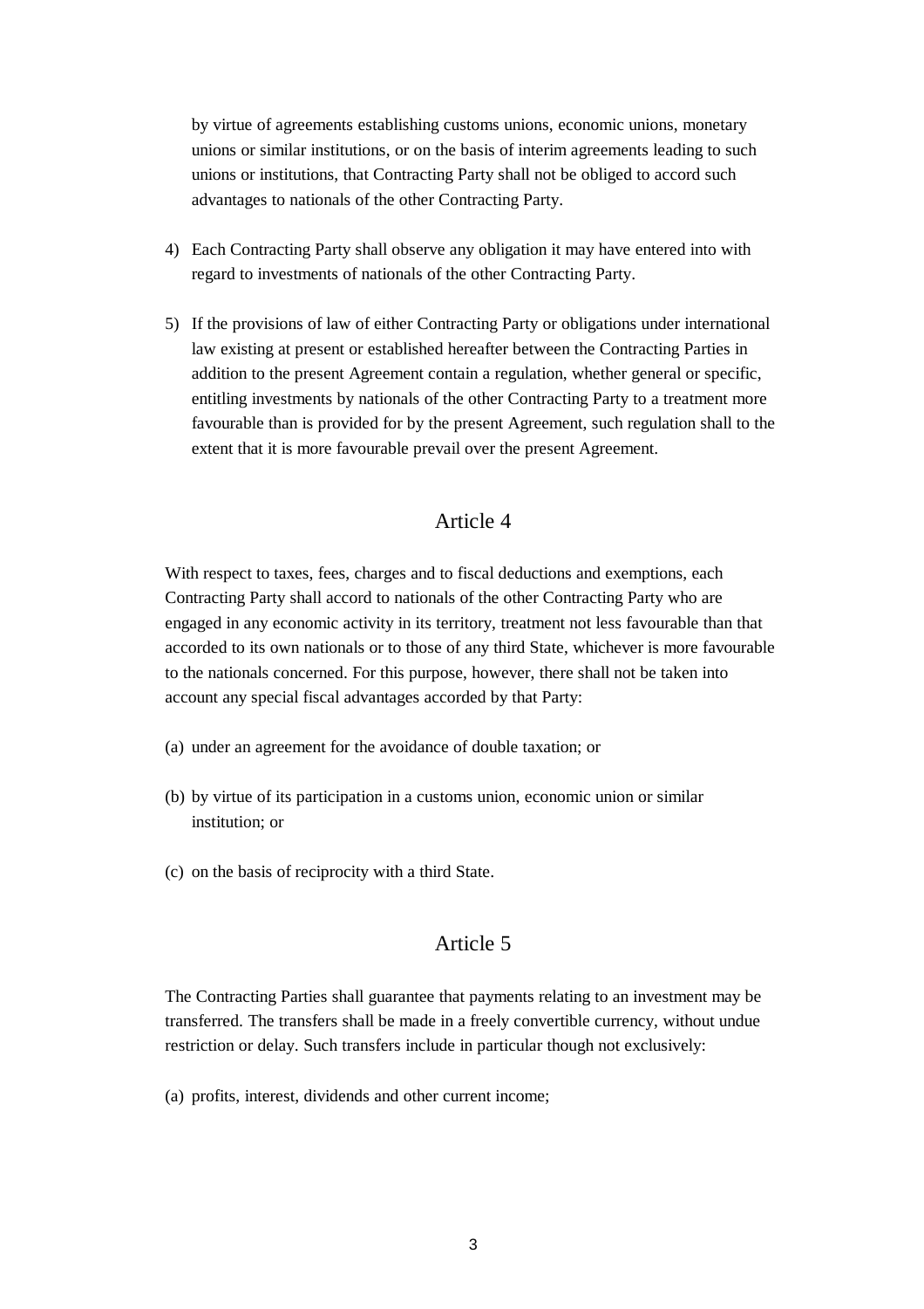by virtue of agreements establishing customs unions, economic unions, monetary unions or similar institutions, or on the basis of interim agreements leading to such unions or institutions, that Contracting Party shall not be obliged to accord such advantages to nationals of the other Contracting Party.

4) Each Contracting Party shall observe any obligation it may have entered into with regard to investments of nationals of the other Contracting Party.

5) If the provisions of law of either Contracting Party or obligations under international law existing at present or established hereafter between the Contracting Parties in addition to the present Agreement contain a regulation, whether general or specific, entitling investments by nationals of the other Contracting Party to a treatment more favourable than is provided for by the present Agreement, such regulation shall to the extent that it is more favourable prevail over the present Agreement.

## Article 4

With respect to taxes, fees, charges and to fiscal deductions and exemptions, each Contracting Party shall accord to nationals of the other Contracting Party who are engaged in any economic activity in its territory, treatment not less favourable than that accorded to its own nationals or to those of any third State, whichever is more favourable to the nationals concerned. For this purpose, however, there shall not be taken into account any special fiscal advantages accorded by that Party:

(a) under an agreement for the avoidance of double taxation; or

(b) by virtue of its participation in a customs union, economic union or similar institution; or

(c) on the basis of reciprocity with a third State.

## Article 5

The Contracting Parties shall guarantee that payments relating to an investment may be transferred. The transfers shall be made in a freely convertible currency, without undue restriction or delay. Such transfers include in particular though not exclusively:

(a) profits, interest, dividends and other current income;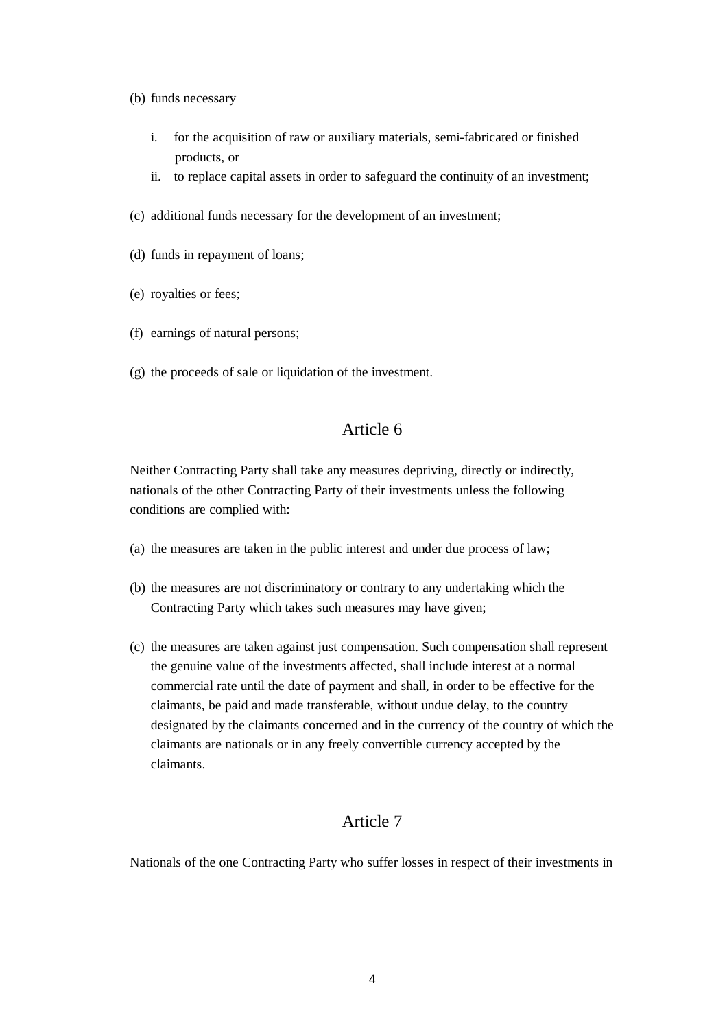(b) funds necessary

   i. for the acquisition of raw or auxiliary materials, semi-fabricated or finished products, or
   ii. to replace capital assets in order to safeguard the continuity of an investment;

(c) additional funds necessary for the development of an investment;

(d) funds in repayment of loans;

(e) royalties or fees;

(f) earnings of natural persons;

(g) the proceeds of sale or liquidation of the investment.

## Article 6

Neither Contracting Party shall take any measures depriving, directly or indirectly, nationals of the other Contracting Party of their investments unless the following conditions are complied with:

(a) the measures are taken in the public interest and under due process of law;

(b) the measures are not discriminatory or contrary to any undertaking which the Contracting Party which takes such measures may have given;

(c) the measures are taken against just compensation. Such compensation shall represent the genuine value of the investments affected, shall include interest at a normal commercial rate until the date of payment and shall, in order to be effective for the claimants, be paid and made transferable, without undue delay, to the country designated by the claimants concerned and in the currency of the country of which the claimants are nationals or in any freely convertible currency accepted by the claimants.

## Article 7

Nationals of the one Contracting Party who suffer losses in respect of their investments in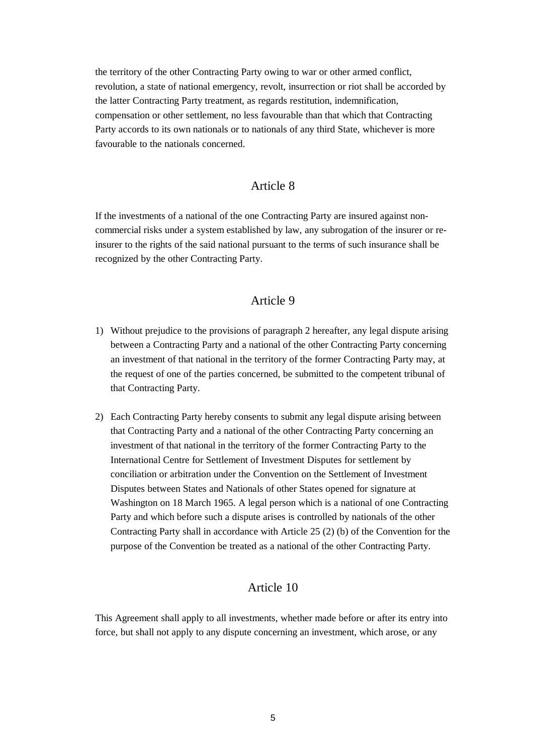the territory of the other Contracting Party owing to war or other armed conflict, revolution, a state of national emergency, revolt, insurrection or riot shall be accorded by the latter Contracting Party treatment, as regards restitution, indemnification, compensation or other settlement, no less favourable than that which that Contracting Party accords to its own nationals or to nationals of any third State, whichever is more favourable to the nationals concerned.

## Article 8

If the investments of a national of the one Contracting Party are insured against non-commercial risks under a system established by law, any subrogation of the insurer or re-insurer to the rights of the said national pursuant to the terms of such insurance shall be recognized by the other Contracting Party.

## Article 9

1) Without prejudice to the provisions of paragraph 2 hereafter, any legal dispute arising between a Contracting Party and a national of the other Contracting Party concerning an investment of that national in the territory of the former Contracting Party may, at the request of one of the parties concerned, be submitted to the competent tribunal of that Contracting Party.

2) Each Contracting Party hereby consents to submit any legal dispute arising between that Contracting Party and a national of the other Contracting Party concerning an investment of that national in the territory of the former Contracting Party to the International Centre for Settlement of Investment Disputes for settlement by conciliation or arbitration under the Convention on the Settlement of Investment Disputes between States and Nationals of other States opened for signature at Washington on 18 March 1965. A legal person which is a national of one Contracting Party and which before such a dispute arises is controlled by nationals of the other Contracting Party shall in accordance with Article 25 (2) (b) of the Convention for the purpose of the Convention be treated as a national of the other Contracting Party.

## Article 10

This Agreement shall apply to all investments, whether made before or after its entry into force, but shall not apply to any dispute concerning an investment, which arose, or any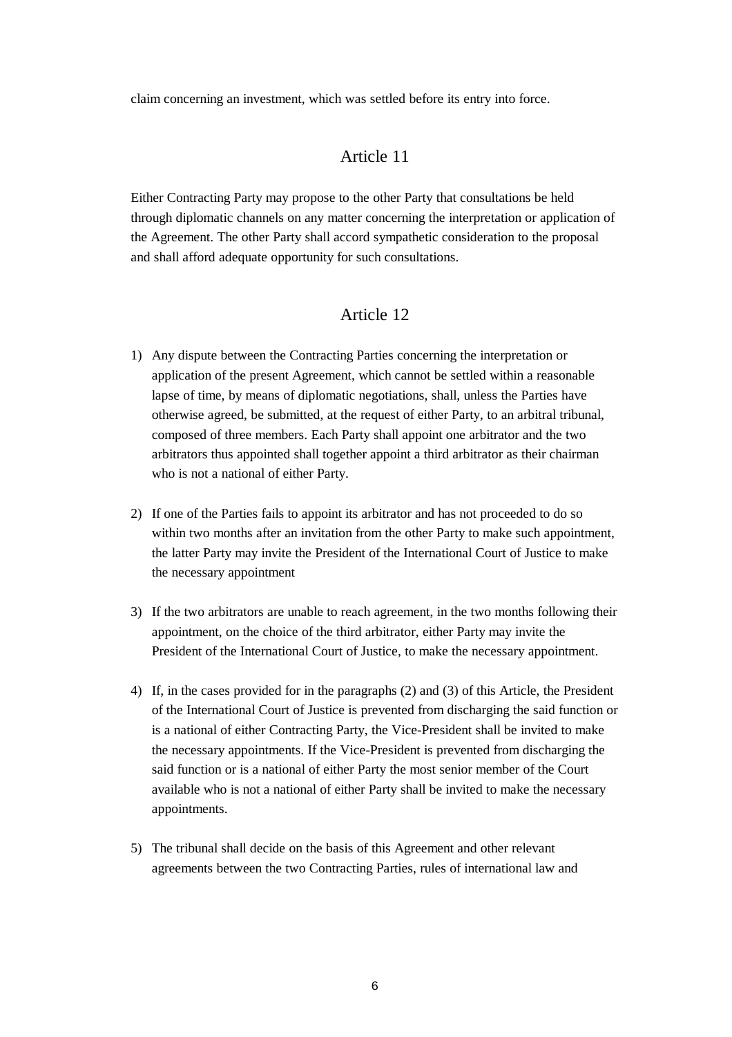claim concerning an investment, which was settled before its entry into force.

## Article 11

Either Contracting Party may propose to the other Party that consultations be held through diplomatic channels on any matter concerning the interpretation or application of the Agreement. The other Party shall accord sympathetic consideration to the proposal and shall afford adequate opportunity for such consultations.

## Article 12

1) Any dispute between the Contracting Parties concerning the interpretation or application of the present Agreement, which cannot be settled within a reasonable lapse of time, by means of diplomatic negotiations, shall, unless the Parties have otherwise agreed, be submitted, at the request of either Party, to an arbitral tribunal, composed of three members. Each Party shall appoint one arbitrator and the two arbitrators thus appointed shall together appoint a third arbitrator as their chairman who is not a national of either Party.

2) If one of the Parties fails to appoint its arbitrator and has not proceeded to do so within two months after an invitation from the other Party to make such appointment, the latter Party may invite the President of the International Court of Justice to make the necessary appointment

3) If the two arbitrators are unable to reach agreement, in the two months following their appointment, on the choice of the third arbitrator, either Party may invite the President of the International Court of Justice, to make the necessary appointment.

4) If, in the cases provided for in the paragraphs (2) and (3) of this Article, the President of the International Court of Justice is prevented from discharging the said function or is a national of either Contracting Party, the Vice-President shall be invited to make the necessary appointments. If the Vice-President is prevented from discharging the said function or is a national of either Party the most senior member of the Court available who is not a national of either Party shall be invited to make the necessary appointments.

5) The tribunal shall decide on the basis of this Agreement and other relevant agreements between the two Contracting Parties, rules of international law and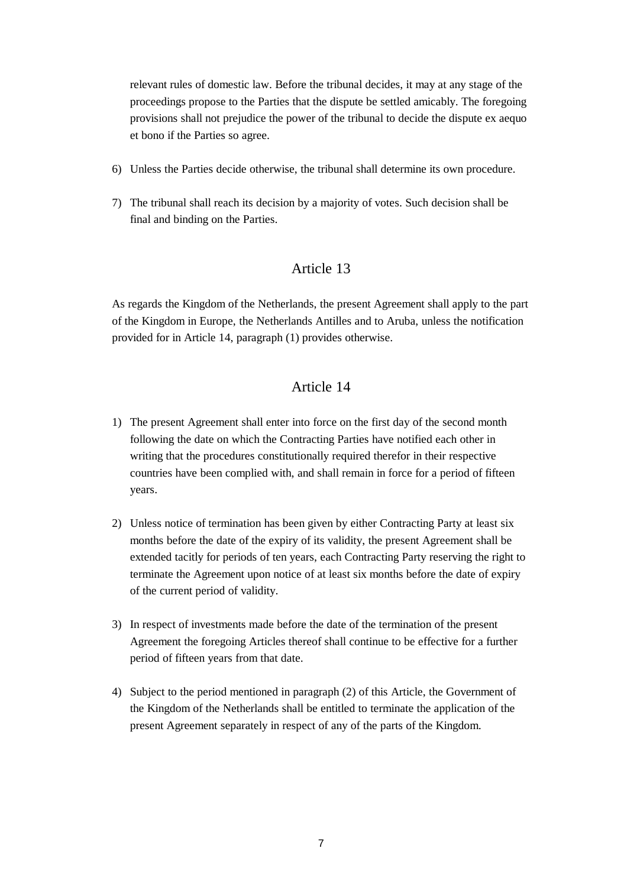relevant rules of domestic law. Before the tribunal decides, it may at any stage of the proceedings propose to the Parties that the dispute be settled amicably. The foregoing provisions shall not prejudice the power of the tribunal to decide the dispute ex aequo et bono if the Parties so agree.

6) Unless the Parties decide otherwise, the tribunal shall determine its own procedure.

7) The tribunal shall reach its decision by a majority of votes. Such decision shall be final and binding on the Parties.

## Article 13

As regards the Kingdom of the Netherlands, the present Agreement shall apply to the part of the Kingdom in Europe, the Netherlands Antilles and to Aruba, unless the notification provided for in Article 14, paragraph (1) provides otherwise.

## Article 14

1) The present Agreement shall enter into force on the first day of the second month following the date on which the Contracting Parties have notified each other in writing that the procedures constitutionally required therefor in their respective countries have been complied with, and shall remain in force for a period of fifteen years.

2) Unless notice of termination has been given by either Contracting Party at least six months before the date of the expiry of its validity, the present Agreement shall be extended tacitly for periods of ten years, each Contracting Party reserving the right to terminate the Agreement upon notice of at least six months before the date of expiry of the current period of validity.

3) In respect of investments made before the date of the termination of the present Agreement the foregoing Articles thereof shall continue to be effective for a further period of fifteen years from that date.

4) Subject to the period mentioned in paragraph (2) of this Article, the Government of the Kingdom of the Netherlands shall be entitled to terminate the application of the present Agreement separately in respect of any of the parts of the Kingdom.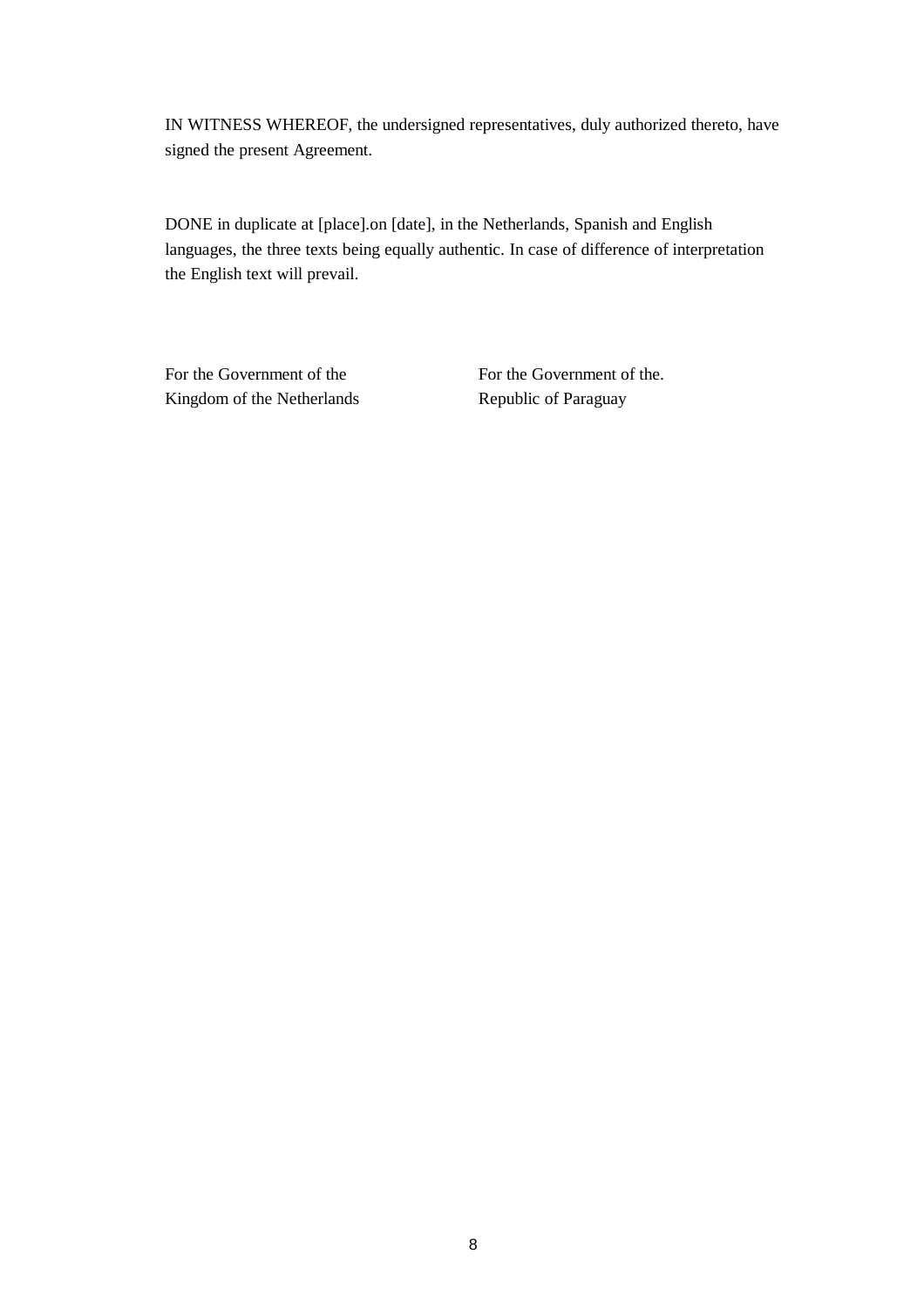IN WITNESS WHEREOF, the undersigned representatives, duly authorized thereto, have signed the present Agreement.

DONE in duplicate at [place].on [date], in the Netherlands, Spanish and English languages, the three texts being equally authentic. In case of difference of interpretation the English text will prevail.

| | |
|---|---|
| For the Government of the<br>Kingdom of the Netherlands | For the Government of the.<br>Republic of Paraguay |